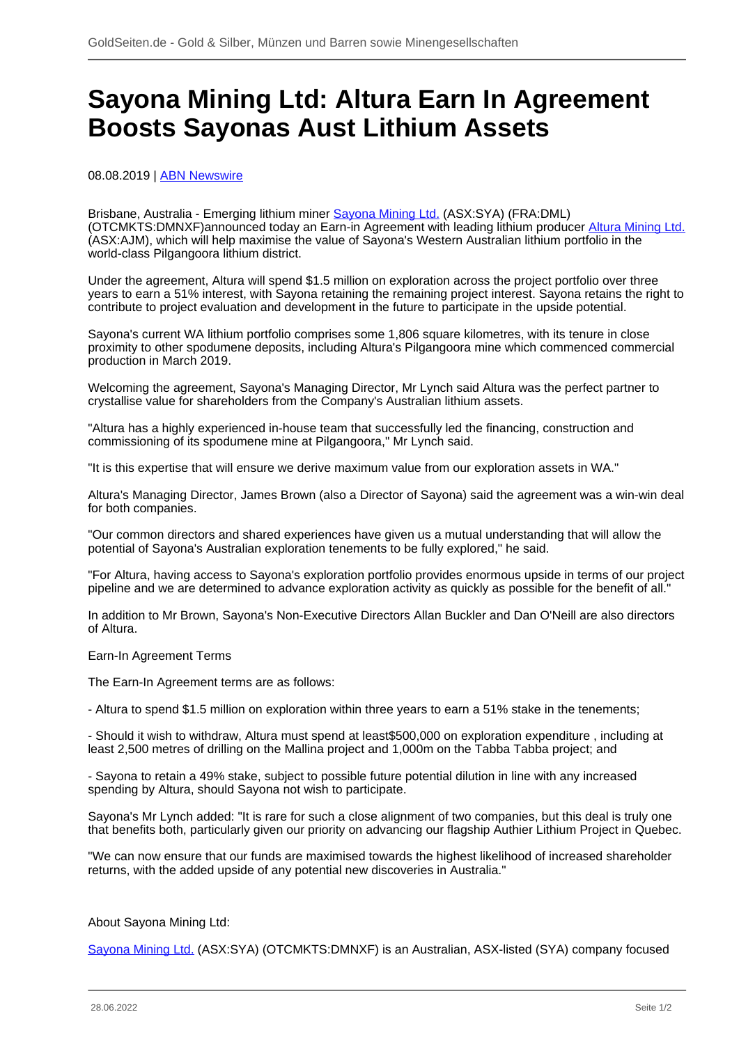# Sayona Mining Ltd: Altura Earn In Agreement Boosts Sayonas Aust Lithium Assets

08.08.2019 | ABN Newswire

Brisbane, Australia - Emerging lithium miner Sayona Mining Ltd. (ASX:SYA) (FRA:DML) (OTCMKTS:DMNXF)announced today an Earn-in Agreement with leading lithium producer Altura Mining Ltd. (ASX:AJM), which will help maximise the value of Sayona's Western Australian lithium portfolio in the world-class Pilgangoora lithium district.

Under the agreement, Altura will spend $1.5 million on exploration across the project portfolio over three years to earn a 51% interest, with Sayona retaining the remaining project interest. Sayona retains the right to contribute to project evaluation and development in the future to participate in the upside potential.

Sayona's current WA lithium portfolio comprises some 1,806 square kilometres, with its tenure in close proximity to other spodumene deposits, including Altura's Pilgangoora mine which commenced commercial production in March 2019.

Welcoming the agreement, Sayona's Managing Director, Mr Lynch said Altura was the perfect partner to crystallise value for shareholders from the Company's Australian lithium assets.

"Altura has a highly experienced in-house team that successfully led the financing, construction and commissioning of its spodumene mine at Pilgangoora," Mr Lynch said.

"It is this expertise that will ensure we derive maximum value from our exploration assets in WA."

Altura's Managing Director, James Brown (also a Director of Sayona) said the agreement was a win-win deal for both companies.

"Our common directors and shared experiences have given us a mutual understanding that will allow the potential of Sayona's Australian exploration tenements to be fully explored," he said.

"For Altura, having access to Sayona's exploration portfolio provides enormous upside in terms of our project pipeline and we are determined to advance exploration activity as quickly as possible for the benefit of all."

In addition to Mr Brown, Sayona's Non-Executive Directors Allan Buckler and Dan O'Neill are also directors of Altura.

Earn-In Agreement Terms

The Earn-In Agreement terms are as follows:

- Altura to spend $1.5 million on exploration within three years to earn a 51% stake in the tenements;

- Should it wish to withdraw, Altura must spend at least$500,000 on exploration expenditure , including at least 2,500 metres of drilling on the Mallina project and 1,000m on the Tabba Tabba project; and

- Sayona to retain a 49% stake, subject to possible future potential dilution in line with any increased spending by Altura, should Sayona not wish to participate.

Sayona's Mr Lynch added: "It is rare for such a close alignment of two companies, but this deal is truly one that benefits both, particularly given our priority on advancing our flagship Authier Lithium Project in Quebec.

"We can now ensure that our funds are maximised towards the highest likelihood of increased shareholder returns, with the added upside of any potential new discoveries in Australia."

About Sayona Mining Ltd:

Sayona Mining Ltd. (ASX:SYA) (OTCMKTS:DMNXF) is an Australian, ASX-listed (SYA) company focused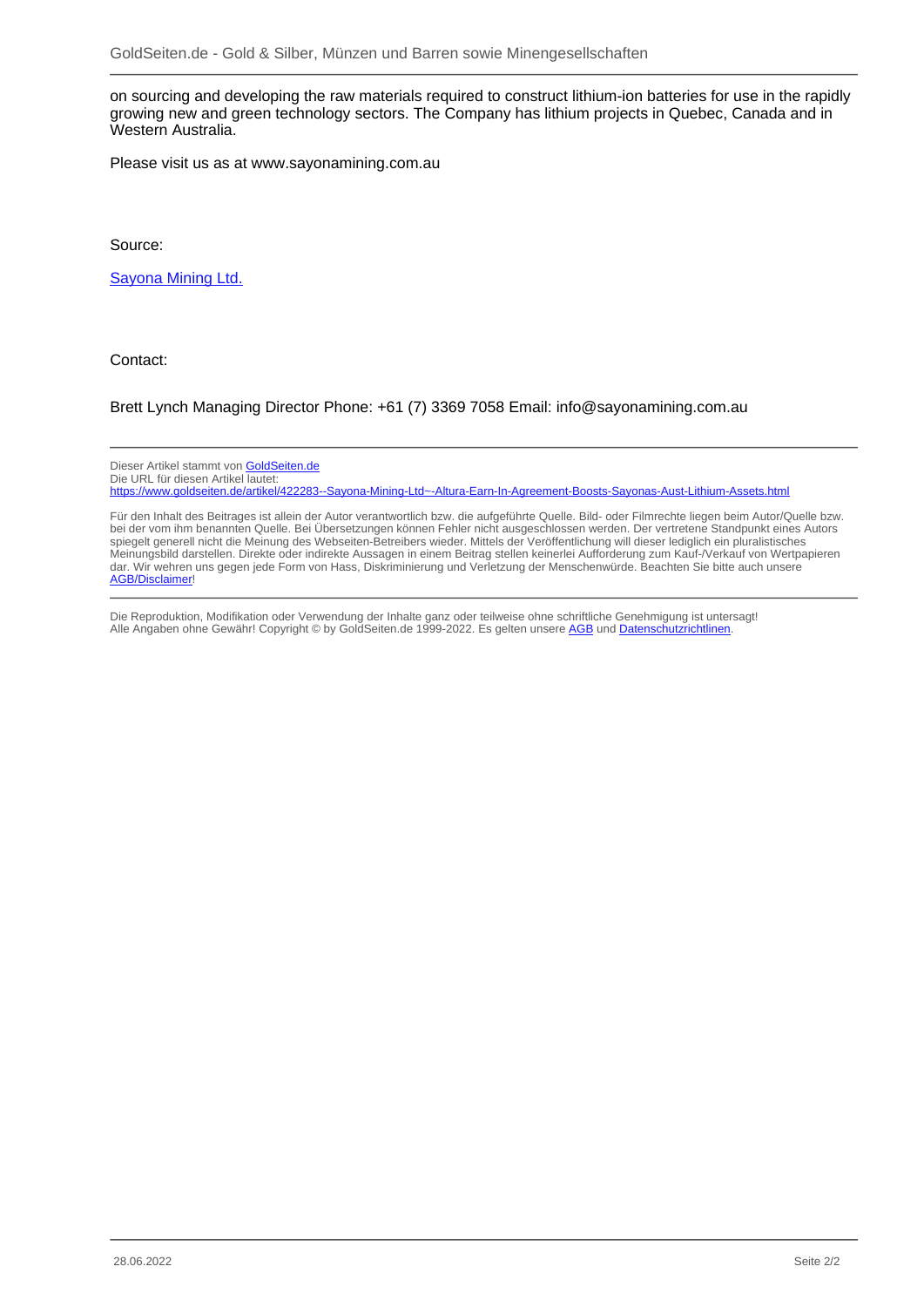on sourcing and developing the raw materials required to construct lithium-ion batteries for use in the rapidly growing new and green technology sectors. The Company has lithium projects in Quebec, Canada and in Western Australia.

Please visit us as at www.sayonamining.com.au

Source:

[Sayona Mining Ltd.](#)

Contact:

Brett Lynch Managing Director Phone: +61 (7) 3369 7058 Email: info@sayonamining.com.au

---

Dieser Artikel stammt von GoldSeiten.de
Die URL für diesen Artikel lautet:
https://www.goldseiten.de/artikel/422283--Sayona-Mining-Ltd~-Altura-Earn-In-Agreement-Boosts-Sayonas-Aust-Lithium-Assets.html

Für den Inhalt des Beitrages ist allein der Autor verantwortlich bzw. die aufgeführte Quelle. Bild- oder Filmrechte liegen beim Autor/Quelle bzw. bei der vom ihm benannten Quelle. Bei Übersetzungen können Fehler nicht ausgeschlossen werden. Der vertretene Standpunkt eines Autors spiegelt generell nicht die Meinung des Webseiten-Betreibers wieder. Mittels der Veröffentlichung will dieser lediglich ein pluralistisches Meinungsbild darstellen. Direkte oder indirekte Aussagen in einem Beitrag stellen keinerlei Aufforderung zum Kauf-/Verkauf von Wertpapieren dar. Wir wehren uns gegen jede Form von Hass, Diskriminierung und Verletzung der Menschenwürde. Beachten Sie bitte auch unsere AGB/Disclaimer!

---

Die Reproduktion, Modifikation oder Verwendung der Inhalte ganz oder teilweise ohne schriftliche Genehmigung ist untersagt!
Alle Angaben ohne Gewähr! Copyright © by GoldSeiten.de 1999-2022. Es gelten unsere AGB und Datenschutzrichtlinen.